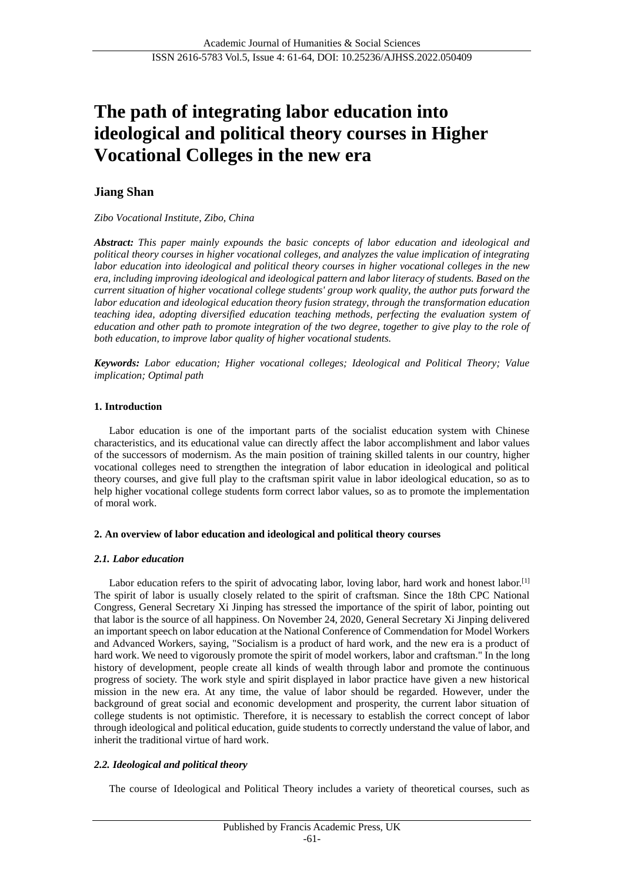# The path of integrating labor education into ideological and political theory courses in Higher Vocational Colleges in the new era

**Jiang Shan**

*Zibo Vocational Institute, Zibo, China*

***Abstract:*** *This paper mainly expounds the basic concepts of labor education and ideological and political theory courses in higher vocational colleges, and analyzes the value implication of integrating labor education into ideological and political theory courses in higher vocational colleges in the new era, including improving ideological and ideological pattern and labor literacy of students. Based on the current situation of higher vocational college students' group work quality, the author puts forward the labor education and ideological education theory fusion strategy, through the transformation education teaching idea, adopting diversified education teaching methods, perfecting the evaluation system of education and other path to promote integration of the two degree, together to give play to the role of both education, to improve labor quality of higher vocational students.*

***Keywords:*** *Labor education; Higher vocational colleges; Ideological and Political Theory; Value implication; Optimal path*

## 1. Introduction

Labor education is one of the important parts of the socialist education system with Chinese characteristics, and its educational value can directly affect the labor accomplishment and labor values of the successors of modernism. As the main position of training skilled talents in our country, higher vocational colleges need to strengthen the integration of labor education in ideological and political theory courses, and give full play to the craftsman spirit value in labor ideological education, so as to help higher vocational college students form correct labor values, so as to promote the implementation of moral work.

## 2. An overview of labor education and ideological and political theory courses

### *2.1. Labor education*

Labor education refers to the spirit of advocating labor, loving labor, hard work and honest labor.[1] The spirit of labor is usually closely related to the spirit of craftsman. Since the 18th CPC National Congress, General Secretary Xi Jinping has stressed the importance of the spirit of labor, pointing out that labor is the source of all happiness. On November 24, 2020, General Secretary Xi Jinping delivered an important speech on labor education at the National Conference of Commendation for Model Workers and Advanced Workers, saying, "Socialism is a product of hard work, and the new era is a product of hard work. We need to vigorously promote the spirit of model workers, labor and craftsman." In the long history of development, people create all kinds of wealth through labor and promote the continuous progress of society. The work style and spirit displayed in labor practice have given a new historical mission in the new era. At any time, the value of labor should be regarded. However, under the background of great social and economic development and prosperity, the current labor situation of college students is not optimistic. Therefore, it is necessary to establish the correct concept of labor through ideological and political education, guide students to correctly understand the value of labor, and inherit the traditional virtue of hard work.

### *2.2. Ideological and political theory*

The course of Ideological and Political Theory includes a variety of theoretical courses, such as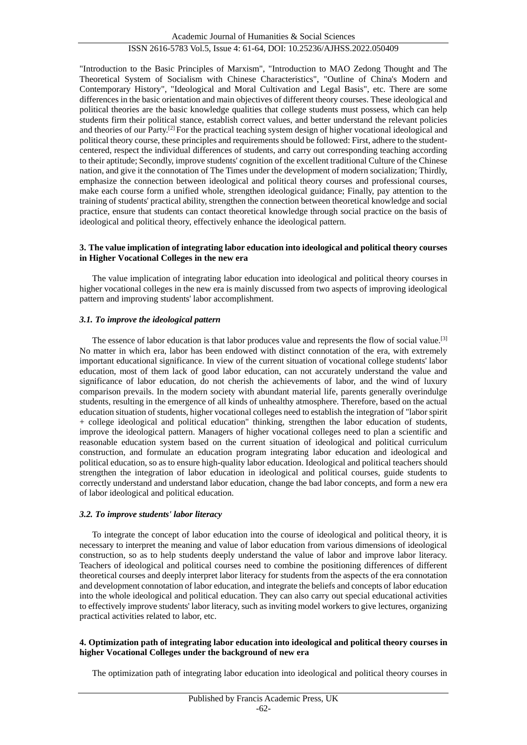"Introduction to the Basic Principles of Marxism", "Introduction to MAO Zedong Thought and The Theoretical System of Socialism with Chinese Characteristics", "Outline of China's Modern and Contemporary History", "Ideological and Moral Cultivation and Legal Basis", etc. There are some differences in the basic orientation and main objectives of different theory courses. These ideological and political theories are the basic knowledge qualities that college students must possess, which can help students firm their political stance, establish correct values, and better understand the relevant policies and theories of our Party.[2] For the practical teaching system design of higher vocational ideological and political theory course, these principles and requirements should be followed: First, adhere to the student-centered, respect the individual differences of students, and carry out corresponding teaching according to their aptitude; Secondly, improve students' cognition of the excellent traditional Culture of the Chinese nation, and give it the connotation of The Times under the development of modern socialization; Thirdly, emphasize the connection between ideological and political theory courses and professional courses, make each course form a unified whole, strengthen ideological guidance; Finally, pay attention to the training of students' practical ability, strengthen the connection between theoretical knowledge and social practice, ensure that students can contact theoretical knowledge through social practice on the basis of ideological and political theory, effectively enhance the ideological pattern.

## 3. The value implication of integrating labor education into ideological and political theory courses in Higher Vocational Colleges in the new era

The value implication of integrating labor education into ideological and political theory courses in higher vocational colleges in the new era is mainly discussed from two aspects of improving ideological pattern and improving students' labor accomplishment.

### *3.1. To improve the ideological pattern*

The essence of labor education is that labor produces value and represents the flow of social value.[3] No matter in which era, labor has been endowed with distinct connotation of the era, with extremely important educational significance. In view of the current situation of vocational college students' labor education, most of them lack of good labor education, can not accurately understand the value and significance of labor education, do not cherish the achievements of labor, and the wind of luxury comparison prevails. In the modern society with abundant material life, parents generally overindulge students, resulting in the emergence of all kinds of unhealthy atmosphere. Therefore, based on the actual education situation of students, higher vocational colleges need to establish the integration of "labor spirit + college ideological and political education" thinking, strengthen the labor education of students, improve the ideological pattern. Managers of higher vocational colleges need to plan a scientific and reasonable education system based on the current situation of ideological and political curriculum construction, and formulate an education program integrating labor education and ideological and political education, so as to ensure high-quality labor education. Ideological and political teachers should strengthen the integration of labor education in ideological and political courses, guide students to correctly understand and understand labor education, change the bad labor concepts, and form a new era of labor ideological and political education.

### *3.2. To improve students' labor literacy*

To integrate the concept of labor education into the course of ideological and political theory, it is necessary to interpret the meaning and value of labor education from various dimensions of ideological construction, so as to help students deeply understand the value of labor and improve labor literacy. Teachers of ideological and political courses need to combine the positioning differences of different theoretical courses and deeply interpret labor literacy for students from the aspects of the era connotation and development connotation of labor education, and integrate the beliefs and concepts of labor education into the whole ideological and political education. They can also carry out special educational activities to effectively improve students' labor literacy, such as inviting model workers to give lectures, organizing practical activities related to labor, etc.

## 4. Optimization path of integrating labor education into ideological and political theory courses in higher Vocational Colleges under the background of new era

The optimization path of integrating labor education into ideological and political theory courses in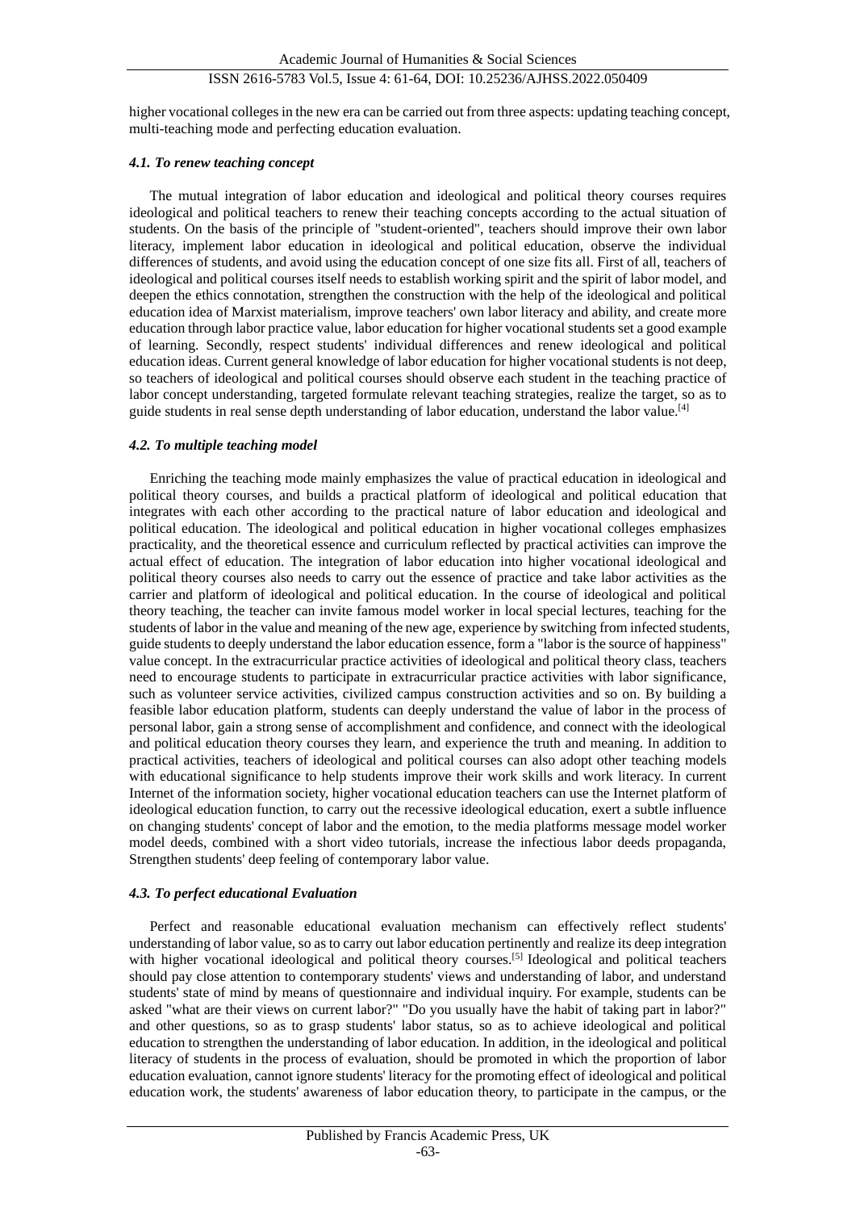higher vocational colleges in the new era can be carried out from three aspects: updating teaching concept, multi-teaching mode and perfecting education evaluation.

### *4.1. To renew teaching concept*

The mutual integration of labor education and ideological and political theory courses requires ideological and political teachers to renew their teaching concepts according to the actual situation of students. On the basis of the principle of "student-oriented", teachers should improve their own labor literacy, implement labor education in ideological and political education, observe the individual differences of students, and avoid using the education concept of one size fits all. First of all, teachers of ideological and political courses itself needs to establish working spirit and the spirit of labor model, and deepen the ethics connotation, strengthen the construction with the help of the ideological and political education idea of Marxist materialism, improve teachers' own labor literacy and ability, and create more education through labor practice value, labor education for higher vocational students set a good example of learning. Secondly, respect students' individual differences and renew ideological and political education ideas. Current general knowledge of labor education for higher vocational students is not deep, so teachers of ideological and political courses should observe each student in the teaching practice of labor concept understanding, targeted formulate relevant teaching strategies, realize the target, so as to guide students in real sense depth understanding of labor education, understand the labor value.[4]

### *4.2. To multiple teaching model*

Enriching the teaching mode mainly emphasizes the value of practical education in ideological and political theory courses, and builds a practical platform of ideological and political education that integrates with each other according to the practical nature of labor education and ideological and political education. The ideological and political education in higher vocational colleges emphasizes practicality, and the theoretical essence and curriculum reflected by practical activities can improve the actual effect of education. The integration of labor education into higher vocational ideological and political theory courses also needs to carry out the essence of practice and take labor activities as the carrier and platform of ideological and political education. In the course of ideological and political theory teaching, the teacher can invite famous model worker in local special lectures, teaching for the students of labor in the value and meaning of the new age, experience by switching from infected students, guide students to deeply understand the labor education essence, form a "labor is the source of happiness" value concept. In the extracurricular practice activities of ideological and political theory class, teachers need to encourage students to participate in extracurricular practice activities with labor significance, such as volunteer service activities, civilized campus construction activities and so on. By building a feasible labor education platform, students can deeply understand the value of labor in the process of personal labor, gain a strong sense of accomplishment and confidence, and connect with the ideological and political education theory courses they learn, and experience the truth and meaning. In addition to practical activities, teachers of ideological and political courses can also adopt other teaching models with educational significance to help students improve their work skills and work literacy. In current Internet of the information society, higher vocational education teachers can use the Internet platform of ideological education function, to carry out the recessive ideological education, exert a subtle influence on changing students' concept of labor and the emotion, to the media platforms message model worker model deeds, combined with a short video tutorials, increase the infectious labor deeds propaganda, Strengthen students' deep feeling of contemporary labor value.

### *4.3. To perfect educational Evaluation*

Perfect and reasonable educational evaluation mechanism can effectively reflect students' understanding of labor value, so as to carry out labor education pertinently and realize its deep integration with higher vocational ideological and political theory courses.[5] Ideological and political teachers should pay close attention to contemporary students' views and understanding of labor, and understand students' state of mind by means of questionnaire and individual inquiry. For example, students can be asked "what are their views on current labor?" "Do you usually have the habit of taking part in labor?" and other questions, so as to grasp students' labor status, so as to achieve ideological and political education to strengthen the understanding of labor education. In addition, in the ideological and political literacy of students in the process of evaluation, should be promoted in which the proportion of labor education evaluation, cannot ignore students' literacy for the promoting effect of ideological and political education work, the students' awareness of labor education theory, to participate in the campus, or the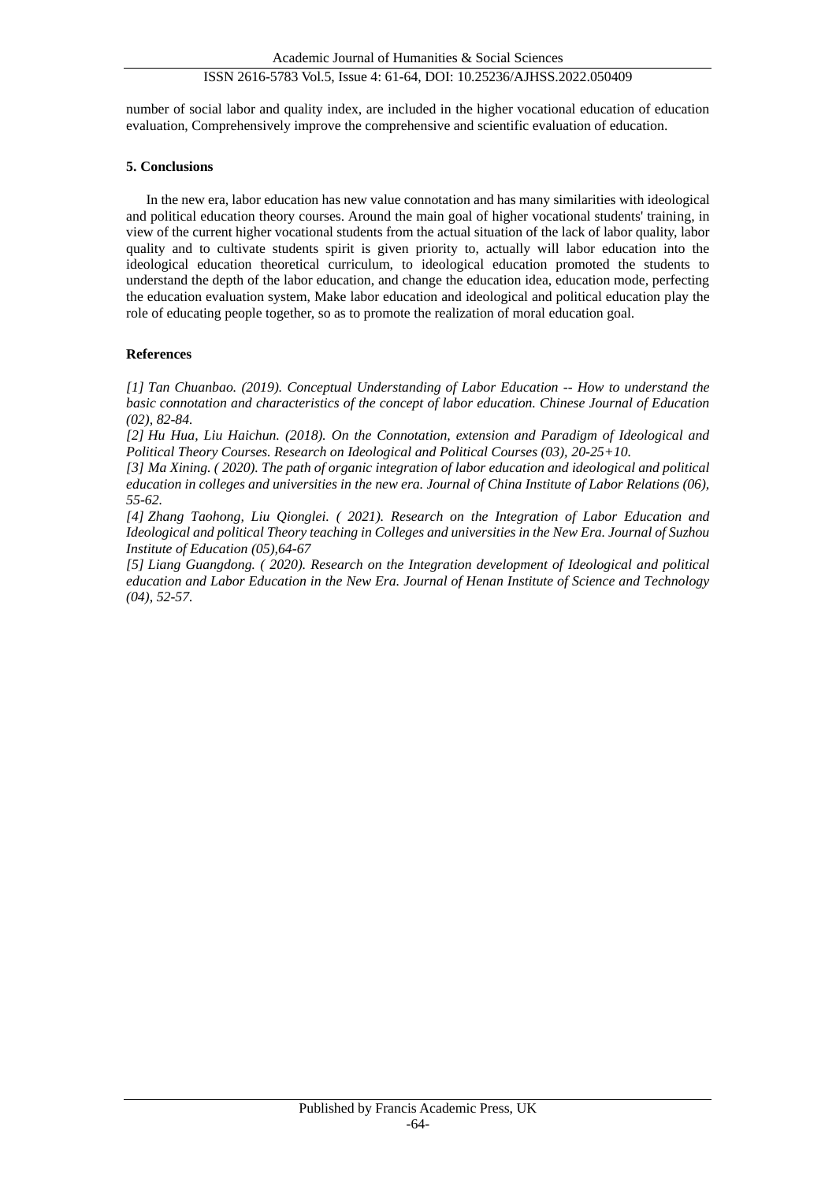number of social labor and quality index, are included in the higher vocational education of education evaluation, Comprehensively improve the comprehensive and scientific evaluation of education.

## 5. Conclusions

In the new era, labor education has new value connotation and has many similarities with ideological and political education theory courses. Around the main goal of higher vocational students' training, in view of the current higher vocational students from the actual situation of the lack of labor quality, labor quality and to cultivate students spirit is given priority to, actually will labor education into the ideological education theoretical curriculum, to ideological education promoted the students to understand the depth of the labor education, and change the education idea, education mode, perfecting the education evaluation system, Make labor education and ideological and political education play the role of educating people together, so as to promote the realization of moral education goal.

## References

*[1] Tan Chuanbao. (2019). Conceptual Understanding of Labor Education -- How to understand the basic connotation and characteristics of the concept of labor education. Chinese Journal of Education (02), 82-84.*

*[2] Hu Hua, Liu Haichun. (2018). On the Connotation, extension and Paradigm of Ideological and Political Theory Courses. Research on Ideological and Political Courses (03), 20-25+10.*

*[3] Ma Xining. ( 2020). The path of organic integration of labor education and ideological and political education in colleges and universities in the new era. Journal of China Institute of Labor Relations (06), 55-62.*

*[4] Zhang Taohong, Liu Qionglei. ( 2021). Research on the Integration of Labor Education and Ideological and political Theory teaching in Colleges and universities in the New Era. Journal of Suzhou Institute of Education (05),64-67*

*[5] Liang Guangdong. ( 2020). Research on the Integration development of Ideological and political education and Labor Education in the New Era. Journal of Henan Institute of Science and Technology (04), 52-57.*